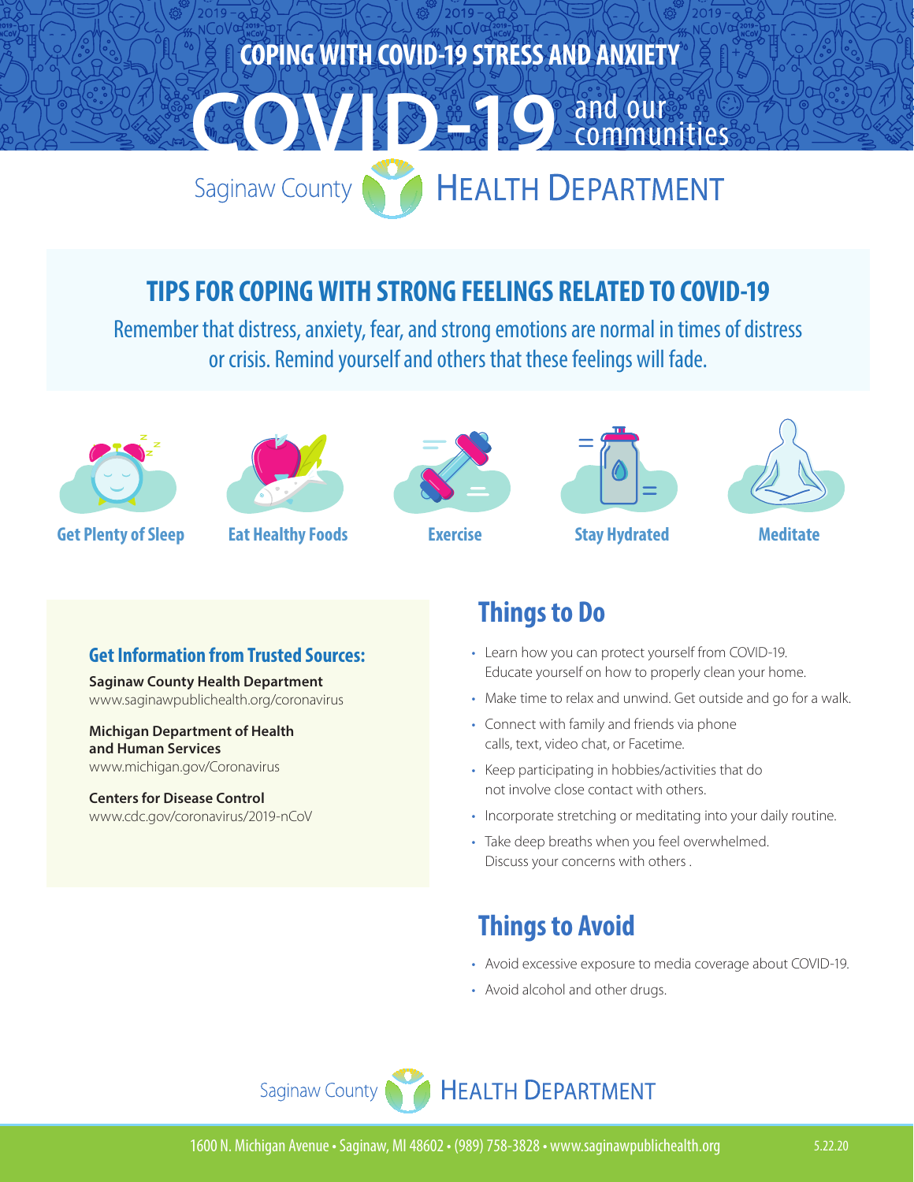# COPING WITH COVID-19 STRESS AND ANXIETY

# COVID-19 and our communities

Saginaw County HEALTH DEPARTMENT

## TIPS FOR COPING WITH STRONG FEELINGS RELATED TO COVID-19

Remember that distress, anxiety, fear, and strong emotions are normal in times of distress or crisis. Remind yourself and others that these feelings will fade.

**Get Plenty of Sleep** | **Eat Healthy Foods** | **Exercise** | **Stay Hydrated** | **Meditate**

### Get Information from Trusted Sources:

**Saginaw County Health Department**
www.saginawpublichealth.org/coronavirus

**Michigan Department of Health and Human Services**
www.michigan.gov/Coronavirus

**Centers for Disease Control**
www.cdc.gov/coronavirus/2019-nCoV

## Things to Do

- Learn how you can protect yourself from COVID-19. Educate yourself on how to properly clean your home.
- Make time to relax and unwind. Get outside and go for a walk.
- Connect with family and friends via phone calls, text, video chat, or Facetime.
- Keep participating in hobbies/activities that do not involve close contact with others.
- Incorporate stretching or meditating into your daily routine.
- Take deep breaths when you feel overwhelmed. Discuss your concerns with others .

## Things to Avoid

- Avoid excessive exposure to media coverage about COVID-19.
- Avoid alcohol and other drugs.

Saginaw County HEALTH DEPARTMENT

1600 N. Michigan Avenue • Saginaw, MI 48602 • (989) 758-3828 • www.saginawpublichealth.org

5.22.20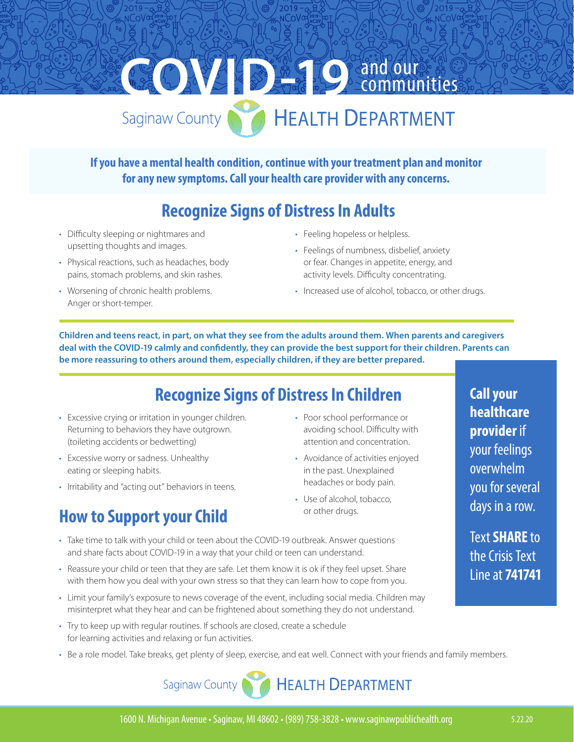# COVID-19 and our communities

Saginaw County HEALTH DEPARTMENT

**If you have a mental health condition, continue with your treatment plan and monitor for any new symptoms. Call your health care provider with any concerns.**

## Recognize Signs of Distress In Adults

- Difficulty sleeping or nightmares and upsetting thoughts and images.
- Physical reactions, such as headaches, body pains, stomach problems, and skin rashes.
- Worsening of chronic health problems. Anger or short-temper.
- Feeling hopeless or helpless.
- Feelings of numbness, disbelief, anxiety or fear. Changes in appetite, energy, and activity levels. Difficulty concentrating.
- Increased use of alcohol, tobacco, or other drugs.

**Children and teens react, in part, on what they see from the adults around them. When parents and caregivers deal with the COVID-19 calmly and confidently, they can provide the best support for their children. Parents can be more reassuring to others around them, especially children, if they are better prepared.**

## Recognize Signs of Distress In Children

- Excessive crying or irritation in younger children. Returning to behaviors they have outgrown. (toileting accidents or bedwetting)
- Excessive worry or sadness. Unhealthy eating or sleeping habits.
- Irritability and "acting out" behaviors in teens.
- Poor school performance or avoiding school. Difficulty with attention and concentration.
- Avoidance of activities enjoyed in the past. Unexplained headaches or body pain.
- Use of alcohol, tobacco, or other drugs.

## How to Support your Child

- Take time to talk with your child or teen about the COVID-19 outbreak. Answer questions and share facts about COVID-19 in a way that your child or teen can understand.
- Reassure your child or teen that they are safe. Let them know it is ok if they feel upset. Share with them how you deal with your own stress so that they can learn how to cope from you.
- Limit your family's exposure to news coverage of the event, including social media. Children may misinterpret what they hear and can be frightened about something they do not understand.
- Try to keep up with regular routines. If schools are closed, create a schedule for learning activities and relaxing or fun activities.
- Be a role model. Take breaks, get plenty of sleep, exercise, and eat well. Connect with your friends and family members.

**Call your healthcare provider** if your feelings overwhelm you for several days in a row.

Text **SHARE** to the Crisis Text Line at **741741**

Saginaw County HEALTH DEPARTMENT

1600 N. Michigan Avenue • Saginaw, MI 48602 • (989) 758-3828 • www.saginawpublichealth.org

5.22.20